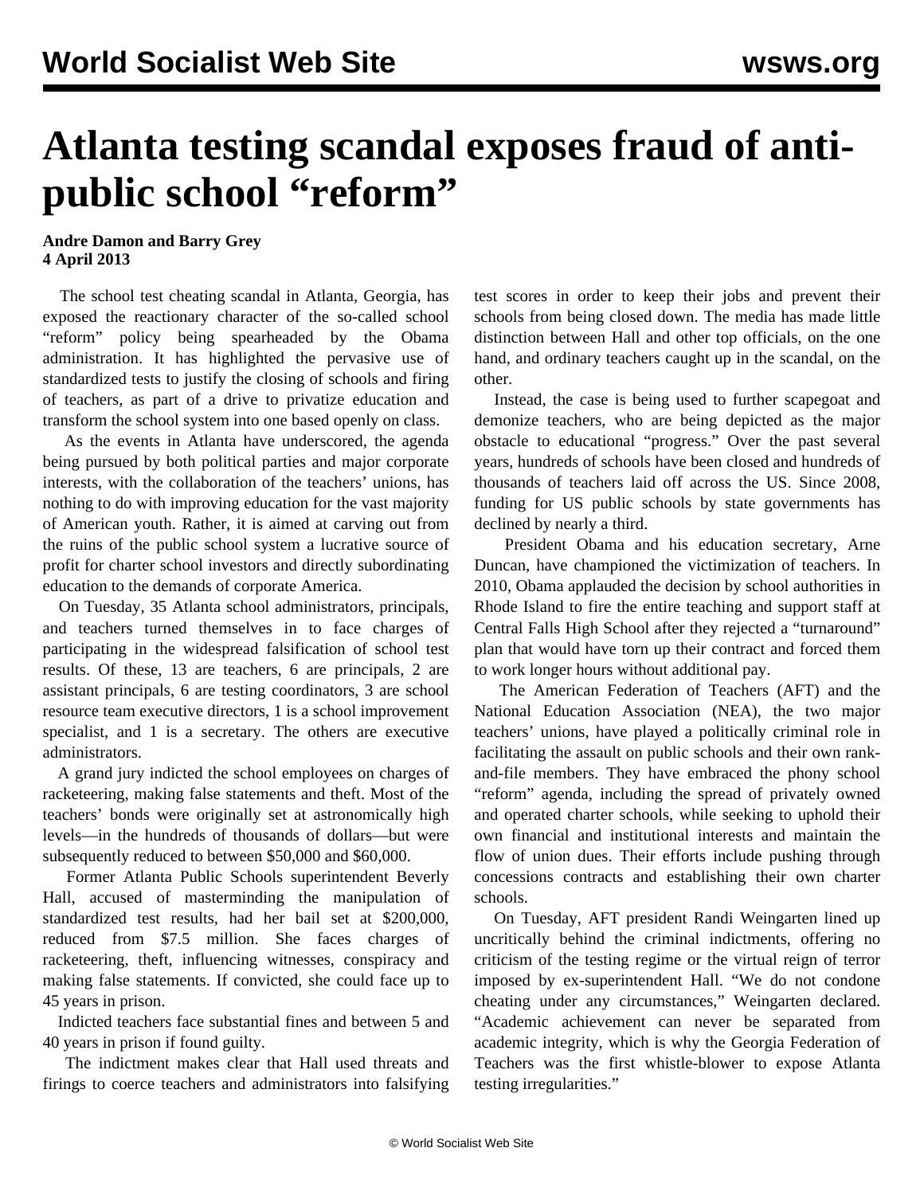# Atlanta testing scandal exposes fraud of anti-public school "reform"

**Andre Damon and Barry Grey**
**4 April 2013**

The school test cheating scandal in Atlanta, Georgia, has exposed the reactionary character of the so-called school "reform" policy being spearheaded by the Obama administration. It has highlighted the pervasive use of standardized tests to justify the closing of schools and firing of teachers, as part of a drive to privatize education and transform the school system into one based openly on class.

As the events in Atlanta have underscored, the agenda being pursued by both political parties and major corporate interests, with the collaboration of the teachers' unions, has nothing to do with improving education for the vast majority of American youth. Rather, it is aimed at carving out from the ruins of the public school system a lucrative source of profit for charter school investors and directly subordinating education to the demands of corporate America.

On Tuesday, 35 Atlanta school administrators, principals, and teachers turned themselves in to face charges of participating in the widespread falsification of school test results. Of these, 13 are teachers, 6 are principals, 2 are assistant principals, 6 are testing coordinators, 3 are school resource team executive directors, 1 is a school improvement specialist, and 1 is a secretary. The others are executive administrators.

A grand jury indicted the school employees on charges of racketeering, making false statements and theft. Most of the teachers' bonds were originally set at astronomically high levels—in the hundreds of thousands of dollars—but were subsequently reduced to between $50,000 and $60,000.

Former Atlanta Public Schools superintendent Beverly Hall, accused of masterminding the manipulation of standardized test results, had her bail set at $200,000, reduced from $7.5 million. She faces charges of racketeering, theft, influencing witnesses, conspiracy and making false statements. If convicted, she could face up to 45 years in prison.

Indicted teachers face substantial fines and between 5 and 40 years in prison if found guilty.

The indictment makes clear that Hall used threats and firings to coerce teachers and administrators into falsifying test scores in order to keep their jobs and prevent their schools from being closed down. The media has made little distinction between Hall and other top officials, on the one hand, and ordinary teachers caught up in the scandal, on the other.

Instead, the case is being used to further scapegoat and demonize teachers, who are being depicted as the major obstacle to educational "progress." Over the past several years, hundreds of schools have been closed and hundreds of thousands of teachers laid off across the US. Since 2008, funding for US public schools by state governments has declined by nearly a third.

President Obama and his education secretary, Arne Duncan, have championed the victimization of teachers. In 2010, Obama applauded the decision by school authorities in Rhode Island to fire the entire teaching and support staff at Central Falls High School after they rejected a "turnaround" plan that would have torn up their contract and forced them to work longer hours without additional pay.

The American Federation of Teachers (AFT) and the National Education Association (NEA), the two major teachers' unions, have played a politically criminal role in facilitating the assault on public schools and their own rank-and-file members. They have embraced the phony school "reform" agenda, including the spread of privately owned and operated charter schools, while seeking to uphold their own financial and institutional interests and maintain the flow of union dues. Their efforts include pushing through concessions contracts and establishing their own charter schools.

On Tuesday, AFT president Randi Weingarten lined up uncritically behind the criminal indictments, offering no criticism of the testing regime or the virtual reign of terror imposed by ex-superintendent Hall. "We do not condone cheating under any circumstances," Weingarten declared. "Academic achievement can never be separated from academic integrity, which is why the Georgia Federation of Teachers was the first whistle-blower to expose Atlanta testing irregularities."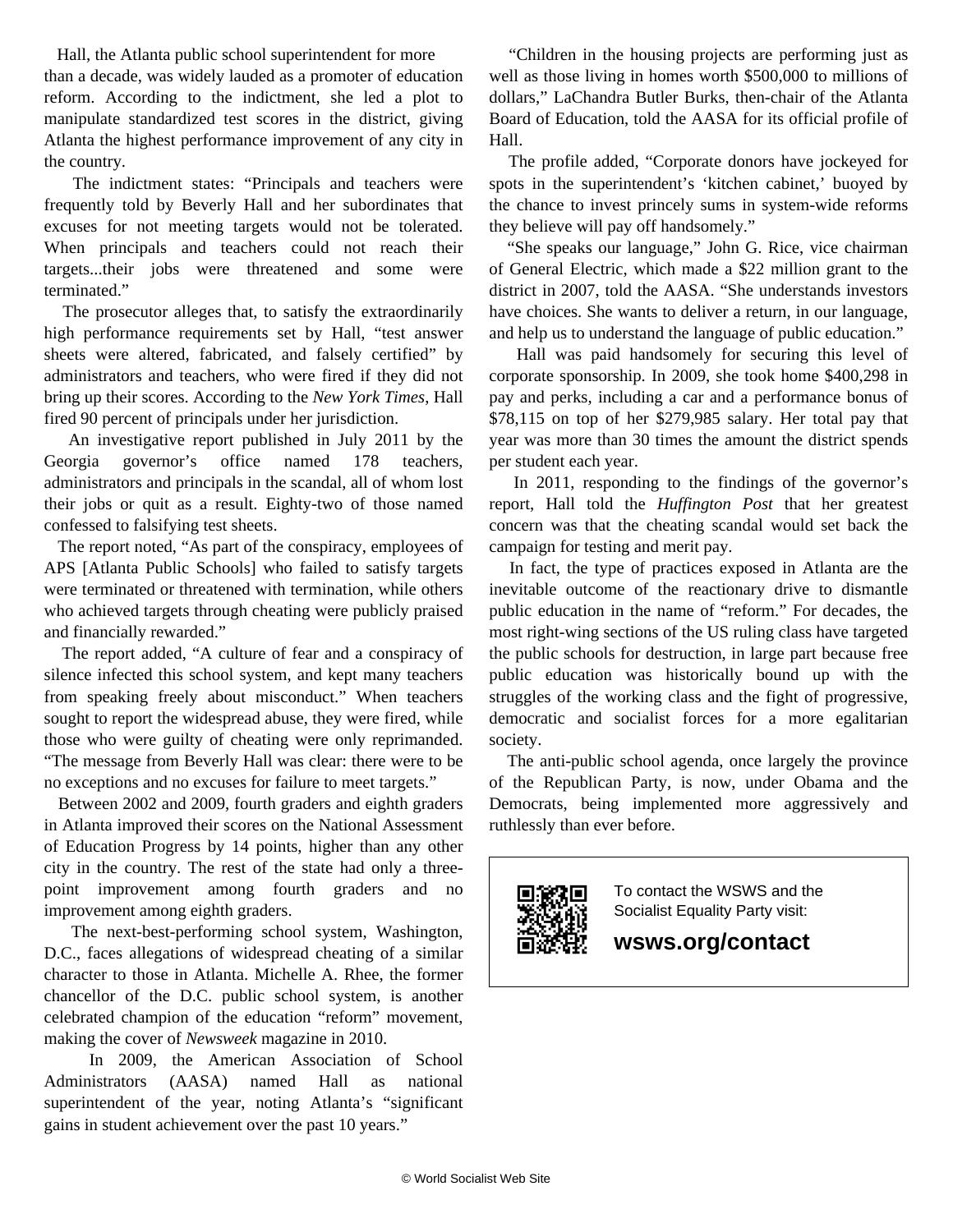Hall, the Atlanta public school superintendent for more than a decade, was widely lauded as a promoter of education reform. According to the indictment, she led a plot to manipulate standardized test scores in the district, giving Atlanta the highest performance improvement of any city in the country.

The indictment states: "Principals and teachers were frequently told by Beverly Hall and her subordinates that excuses for not meeting targets would not be tolerated. When principals and teachers could not reach their targets...their jobs were threatened and some were terminated."

The prosecutor alleges that, to satisfy the extraordinarily high performance requirements set by Hall, "test answer sheets were altered, fabricated, and falsely certified" by administrators and teachers, who were fired if they did not bring up their scores. According to the *New York Times*, Hall fired 90 percent of principals under her jurisdiction.

An investigative report published in July 2011 by the Georgia governor's office named 178 teachers, administrators and principals in the scandal, all of whom lost their jobs or quit as a result. Eighty-two of those named confessed to falsifying test sheets.

The report noted, "As part of the conspiracy, employees of APS [Atlanta Public Schools] who failed to satisfy targets were terminated or threatened with termination, while others who achieved targets through cheating were publicly praised and financially rewarded."

The report added, "A culture of fear and a conspiracy of silence infected this school system, and kept many teachers from speaking freely about misconduct." When teachers sought to report the widespread abuse, they were fired, while those who were guilty of cheating were only reprimanded. "The message from Beverly Hall was clear: there were to be no exceptions and no excuses for failure to meet targets."

Between 2002 and 2009, fourth graders and eighth graders in Atlanta improved their scores on the National Assessment of Education Progress by 14 points, higher than any other city in the country. The rest of the state had only a three-point improvement among fourth graders and no improvement among eighth graders.

The next-best-performing school system, Washington, D.C., faces allegations of widespread cheating of a similar character to those in Atlanta. Michelle A. Rhee, the former chancellor of the D.C. public school system, is another celebrated champion of the education "reform" movement, making the cover of *Newsweek* magazine in 2010.

In 2009, the American Association of School Administrators (AASA) named Hall as national superintendent of the year, noting Atlanta's "significant gains in student achievement over the past 10 years."

"Children in the housing projects are performing just as well as those living in homes worth $500,000 to millions of dollars," LaChandra Butler Burks, then-chair of the Atlanta Board of Education, told the AASA for its official profile of Hall.

The profile added, "Corporate donors have jockeyed for spots in the superintendent's 'kitchen cabinet,' buoyed by the chance to invest princely sums in system-wide reforms they believe will pay off handsomely."

"She speaks our language," John G. Rice, vice chairman of General Electric, which made a $22 million grant to the district in 2007, told the AASA. "She understands investors have choices. She wants to deliver a return, in our language, and help us to understand the language of public education."

Hall was paid handsomely for securing this level of corporate sponsorship. In 2009, she took home $400,298 in pay and perks, including a car and a performance bonus of $78,115 on top of her $279,985 salary. Her total pay that year was more than 30 times the amount the district spends per student each year.

In 2011, responding to the findings of the governor's report, Hall told the *Huffington Post* that her greatest concern was that the cheating scandal would set back the campaign for testing and merit pay.

In fact, the type of practices exposed in Atlanta are the inevitable outcome of the reactionary drive to dismantle public education in the name of "reform." For decades, the most right-wing sections of the US ruling class have targeted the public schools for destruction, in large part because free public education was historically bound up with the struggles of the working class and the fight of progressive, democratic and socialist forces for a more egalitarian society.

The anti-public school agenda, once largely the province of the Republican Party, is now, under Obama and the Democrats, being implemented more aggressively and ruthlessly than ever before.

To contact the WSWS and the Socialist Equality Party visit:

**wsws.org/contact**